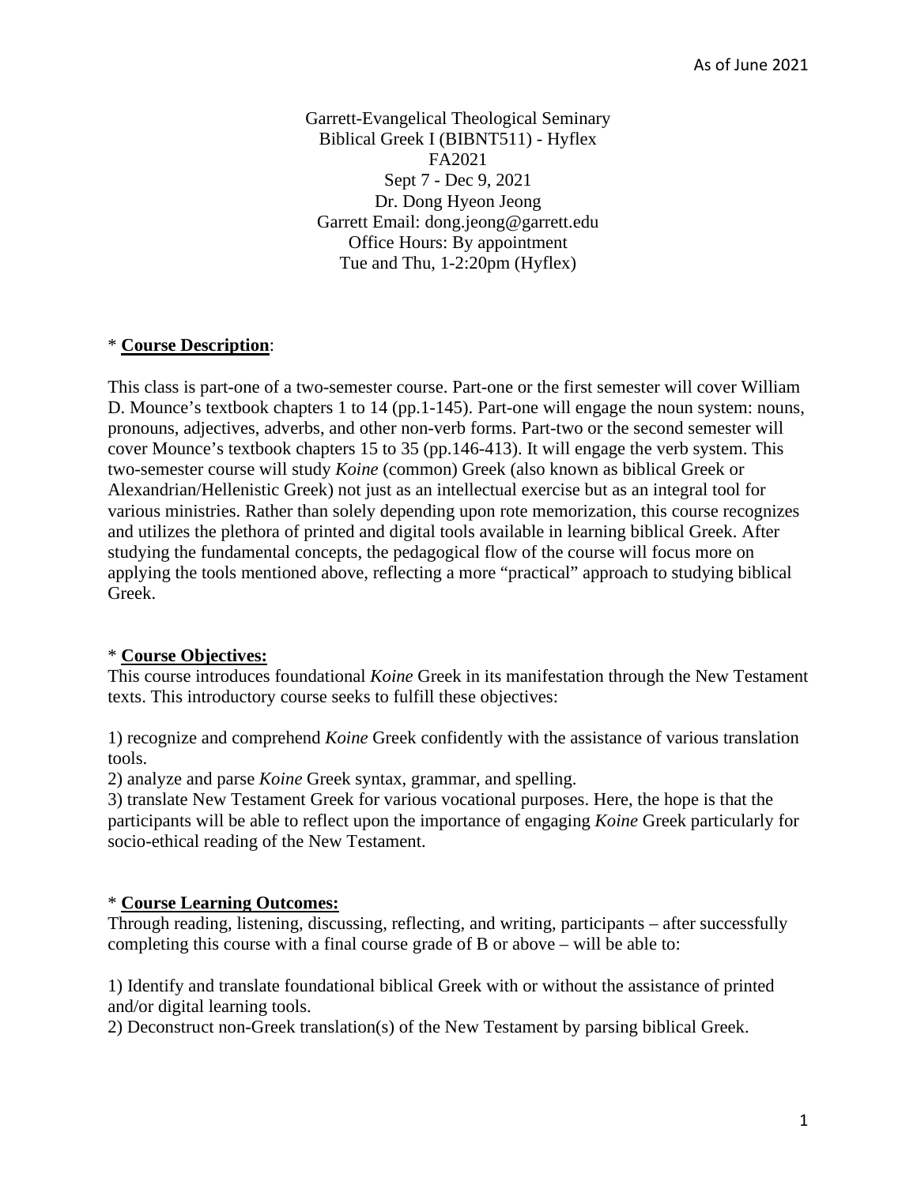As of June 2021

Garrett-Evangelical Theological Seminary
Biblical Greek I (BIBNT511) - Hyflex
FA2021
Sept 7 - Dec 9, 2021
Dr. Dong Hyeon Jeong
Garrett Email: dong.jeong@garrett.edu
Office Hours: By appointment
Tue and Thu, 1-2:20pm (Hyflex)

## * **Course Description**:

This class is part-one of a two-semester course. Part-one or the first semester will cover William D. Mounce's textbook chapters 1 to 14 (pp.1-145). Part-one will engage the noun system: nouns, pronouns, adjectives, adverbs, and other non-verb forms. Part-two or the second semester will cover Mounce's textbook chapters 15 to 35 (pp.146-413). It will engage the verb system. This two-semester course will study *Koine* (common) Greek (also known as biblical Greek or Alexandrian/Hellenistic Greek) not just as an intellectual exercise but as an integral tool for various ministries. Rather than solely depending upon rote memorization, this course recognizes and utilizes the plethora of printed and digital tools available in learning biblical Greek. After studying the fundamental concepts, the pedagogical flow of the course will focus more on applying the tools mentioned above, reflecting a more "practical" approach to studying biblical Greek.

## * **Course Objectives:**

This course introduces foundational *Koine* Greek in its manifestation through the New Testament texts. This introductory course seeks to fulfill these objectives:

1) recognize and comprehend *Koine* Greek confidently with the assistance of various translation tools.
2) analyze and parse *Koine* Greek syntax, grammar, and spelling.
3) translate New Testament Greek for various vocational purposes. Here, the hope is that the participants will be able to reflect upon the importance of engaging *Koine* Greek particularly for socio-ethical reading of the New Testament.

## * **Course Learning Outcomes:**

Through reading, listening, discussing, reflecting, and writing, participants – after successfully completing this course with a final course grade of B or above – will be able to:

1) Identify and translate foundational biblical Greek with or without the assistance of printed and/or digital learning tools.
2) Deconstruct non-Greek translation(s) of the New Testament by parsing biblical Greek.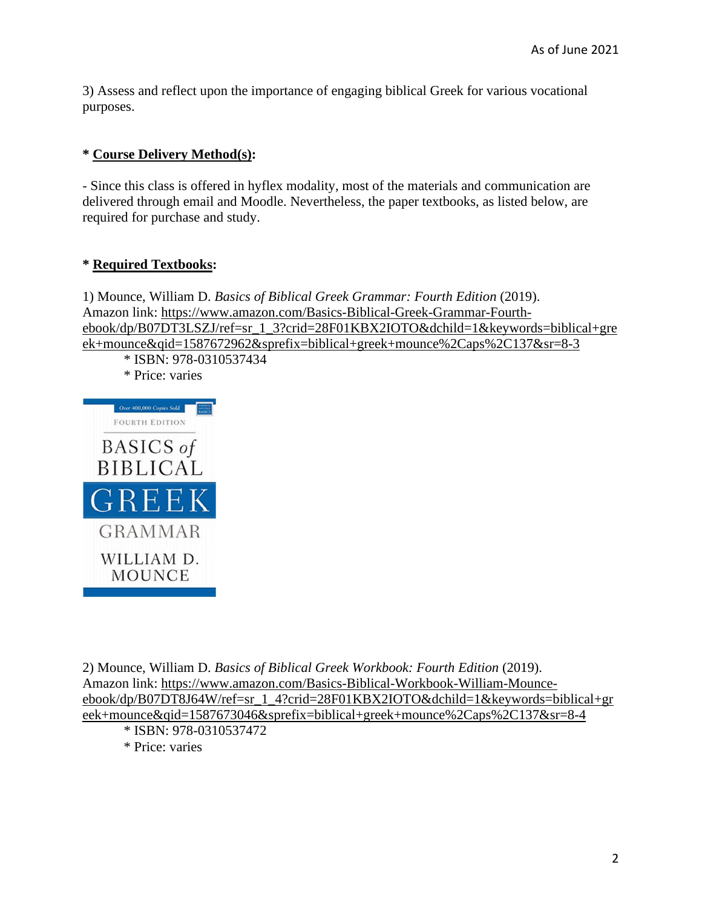3) Assess and reflect upon the importance of engaging biblical Greek for various vocational purposes.

**\* <u>Course Delivery Method(s)</u>:**

- Since this class is offered in hyflex modality, most of the materials and communication are delivered through email and Moodle. Nevertheless, the paper textbooks, as listed below, are required for purchase and study.

**\* <u>Required Textbooks</u>:**

1) Mounce, William D. *Basics of Biblical Greek Grammar: Fourth Edition* (2019).
Amazon link: https://www.amazon.com/Basics-Biblical-Greek-Grammar-Fourth-ebook/dp/B07DT3LSZJ/ref=sr_1_3?crid=28F01KBX2IOTO&dchild=1&keywords=biblical+greek+mounce&qid=1587672962&sprefix=biblical+greek+mounce%2Caps%2C137&sr=8-3

  * ISBN: 978-0310537434
  * Price: varies

2) Mounce, William D. *Basics of Biblical Greek Workbook: Fourth Edition* (2019).
Amazon link: https://www.amazon.com/Basics-Biblical-Workbook-William-Mounce-ebook/dp/B07DT8J64W/ref=sr_1_4?crid=28F01KBX2IOTO&dchild=1&keywords=biblical+greek+mounce&qid=1587673046&sprefix=biblical+greek+mounce%2Caps%2C137&sr=8-4

  * ISBN: 978-0310537472
  * Price: varies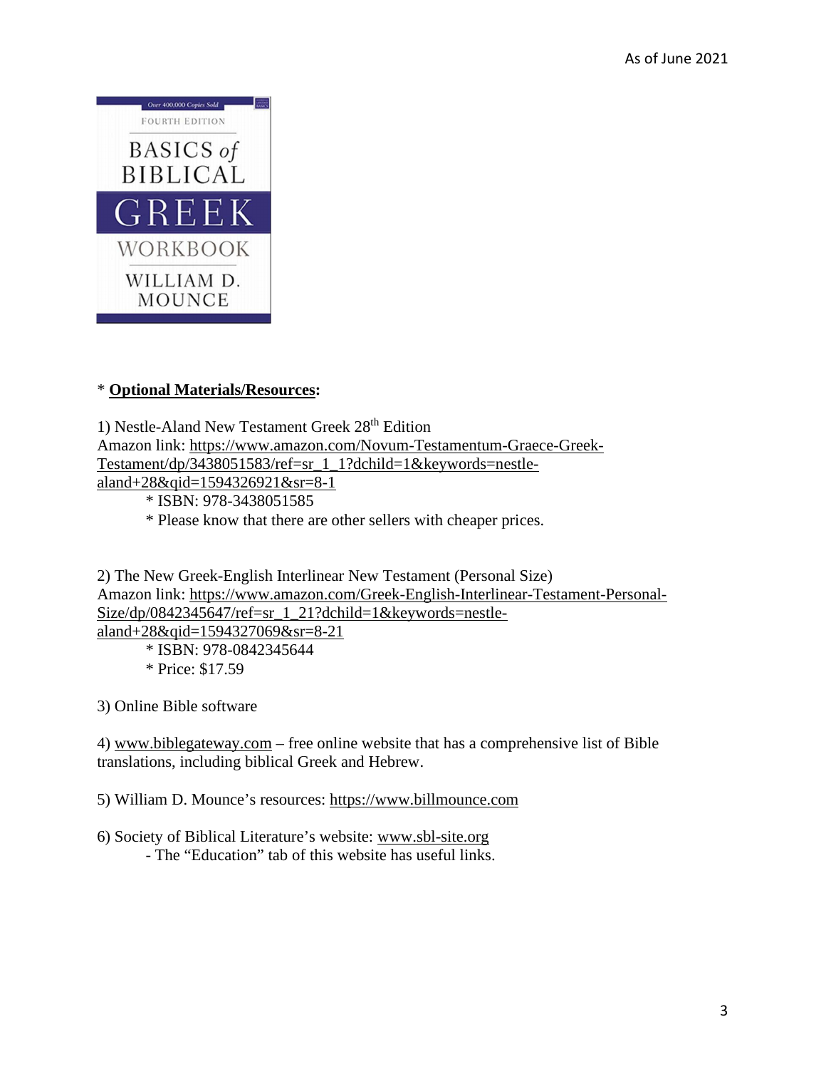As of June 2021

Over 400,000 Copies Sold

FOURTH EDITION

BASICS *of* BIBLICAL GREEK WORKBOOK

WILLIAM D. MOUNCE

\* **Optional Materials/Resources:**

1) Nestle-Aland New Testament Greek 28th Edition
Amazon link: https://www.amazon.com/Novum-Testamentum-Graece-Greek-Testament/dp/3438051583/ref=sr_1_1?dchild=1&keywords=nestle-aland+28&qid=1594326921&sr=8-1

   * ISBN: 978-3438051585
   * Please know that there are other sellers with cheaper prices.

2) The New Greek-English Interlinear New Testament (Personal Size)
Amazon link: https://www.amazon.com/Greek-English-Interlinear-Testament-Personal-Size/dp/0842345647/ref=sr_1_21?dchild=1&keywords=nestle-aland+28&qid=1594327069&sr=8-21

   * ISBN: 978-0842345644
   * Price: $17.59

3) Online Bible software

4) www.biblegateway.com – free online website that has a comprehensive list of Bible translations, including biblical Greek and Hebrew.

5) William D. Mounce's resources: https://www.billmounce.com

6) Society of Biblical Literature's website: www.sbl-site.org

   - The "Education" tab of this website has useful links.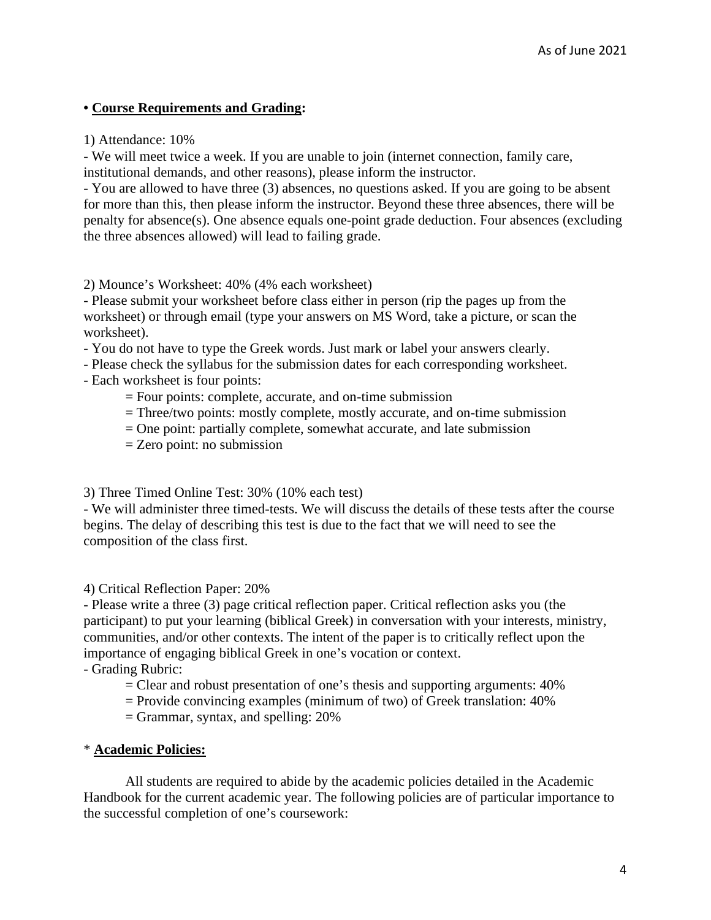**• Course Requirements and Grading:**

1) Attendance: 10%

- We will meet twice a week. If you are unable to join (internet connection, family care, institutional demands, and other reasons), please inform the instructor.
- You are allowed to have three (3) absences, no questions asked. If you are going to be absent for more than this, then please inform the instructor. Beyond these three absences, there will be penalty for absence(s). One absence equals one-point grade deduction. Four absences (excluding the three absences allowed) will lead to failing grade.

2) Mounce's Worksheet: 40% (4% each worksheet)

- Please submit your worksheet before class either in person (rip the pages up from the worksheet) or through email (type your answers on MS Word, take a picture, or scan the worksheet).
- You do not have to type the Greek words. Just mark or label your answers clearly.
- Please check the syllabus for the submission dates for each corresponding worksheet.
- Each worksheet is four points:
    = Four points: complete, accurate, and on-time submission
    = Three/two points: mostly complete, mostly accurate, and on-time submission
    = One point: partially complete, somewhat accurate, and late submission
    = Zero point: no submission

3) Three Timed Online Test: 30% (10% each test)

- We will administer three timed-tests. We will discuss the details of these tests after the course begins. The delay of describing this test is due to the fact that we will need to see the composition of the class first.

4) Critical Reflection Paper: 20%

- Please write a three (3) page critical reflection paper. Critical reflection asks you (the participant) to put your learning (biblical Greek) in conversation with your interests, ministry, communities, and/or other contexts. The intent of the paper is to critically reflect upon the importance of engaging biblical Greek in one's vocation or context.
- Grading Rubric:
    = Clear and robust presentation of one's thesis and supporting arguments: 40%
    = Provide convincing examples (minimum of two) of Greek translation: 40%
    = Grammar, syntax, and spelling: 20%

* **Academic Policies:**

All students are required to abide by the academic policies detailed in the Academic Handbook for the current academic year. The following policies are of particular importance to the successful completion of one's coursework: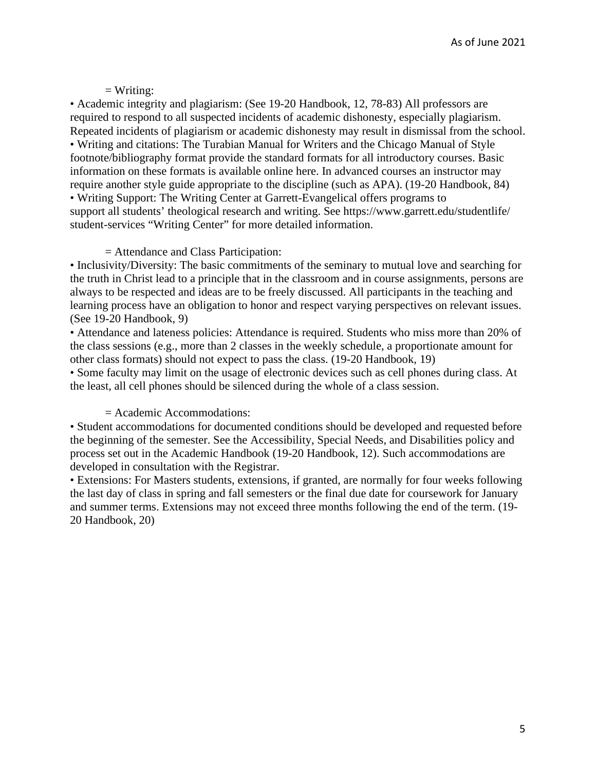= Writing:

- Academic integrity and plagiarism: (See 19-20 Handbook, 12, 78-83) All professors are required to respond to all suspected incidents of academic dishonesty, especially plagiarism. Repeated incidents of plagiarism or academic dishonesty may result in dismissal from the school.
- Writing and citations: The Turabian Manual for Writers and the Chicago Manual of Style footnote/bibliography format provide the standard formats for all introductory courses. Basic information on these formats is available online here. In advanced courses an instructor may require another style guide appropriate to the discipline (such as APA). (19-20 Handbook, 84)
- Writing Support: The Writing Center at Garrett-Evangelical offers programs to support all students' theological research and writing. See https://www.garrett.edu/studentlife/student-services "Writing Center" for more detailed information.

= Attendance and Class Participation:

- Inclusivity/Diversity: The basic commitments of the seminary to mutual love and searching for the truth in Christ lead to a principle that in the classroom and in course assignments, persons are always to be respected and ideas are to be freely discussed. All participants in the teaching and learning process have an obligation to honor and respect varying perspectives on relevant issues. (See 19-20 Handbook, 9)
- Attendance and lateness policies: Attendance is required. Students who miss more than 20% of the class sessions (e.g., more than 2 classes in the weekly schedule, a proportionate amount for other class formats) should not expect to pass the class. (19-20 Handbook, 19)
- Some faculty may limit on the usage of electronic devices such as cell phones during class. At the least, all cell phones should be silenced during the whole of a class session.

= Academic Accommodations:

- Student accommodations for documented conditions should be developed and requested before the beginning of the semester. See the Accessibility, Special Needs, and Disabilities policy and process set out in the Academic Handbook (19-20 Handbook, 12). Such accommodations are developed in consultation with the Registrar.
- Extensions: For Masters students, extensions, if granted, are normally for four weeks following the last day of class in spring and fall semesters or the final due date for coursework for January and summer terms. Extensions may not exceed three months following the end of the term. (19-20 Handbook, 20)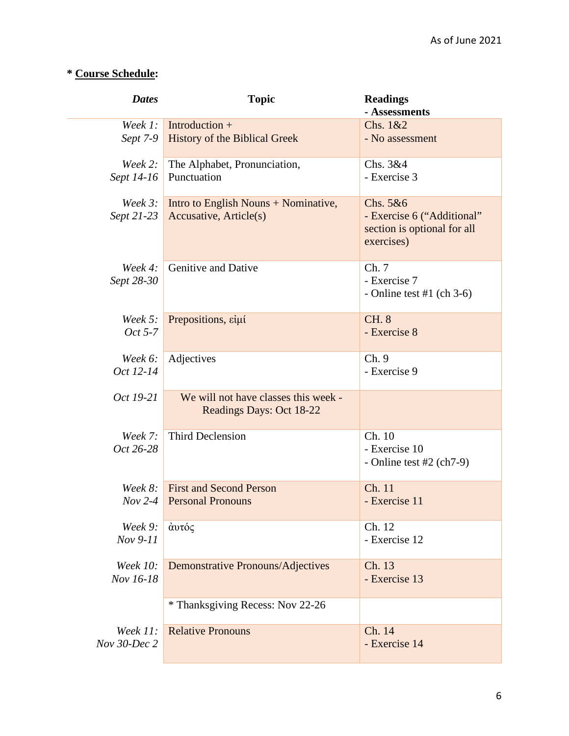\* **<u>Course Schedule</u>:**

| *Dates* | Topic | Readings<br>- Assessments |
|---|---|---|
| *Week 1:*<br>*Sept 7-9* | Introduction +<br>History of the Biblical Greek | Chs. 1&2<br>- No assessment |
| *Week 2:*<br>*Sept 14-16* | The Alphabet, Pronunciation, Punctuation | Chs. 3&4<br>- Exercise 3 |
| *Week 3:*<br>*Sept 21-23* | Intro to English Nouns + Nominative, Accusative, Article(s) | Chs. 5&6<br>- Exercise 6 ("Additional" section is optional for all exercises) |
| *Week 4:*<br>*Sept 28-30* | Genitive and Dative | Ch. 7<br>- Exercise 7<br>- Online test #1 (ch 3-6) |
| *Week 5:*<br>*Oct 5-7* | Prepositions, εἰμί | CH. 8<br>- Exercise 8 |
| *Week 6:*<br>*Oct 12-14* | Adjectives | Ch. 9<br>- Exercise 9 |
| *Oct 19-21* | We will not have classes this week - Readings Days: Oct 18-22 | |
| *Week 7:*<br>*Oct 26-28* | Third Declension | Ch. 10<br>- Exercise 10<br>- Online test #2 (ch7-9) |
| *Week 8:*<br>*Nov 2-4* | First and Second Person Personal Pronouns | Ch. 11<br>- Exercise 11 |
| *Week 9:*<br>*Nov 9-11* | ἀυτός | Ch. 12<br>- Exercise 12 |
| *Week 10:*<br>*Nov 16-18* | Demonstrative Pronouns/Adjectives | Ch. 13<br>- Exercise 13 |
| | * Thanksgiving Recess: Nov 22-26 | |
| *Week 11:*<br>*Nov 30-Dec 2* | Relative Pronouns | Ch. 14<br>- Exercise 14 |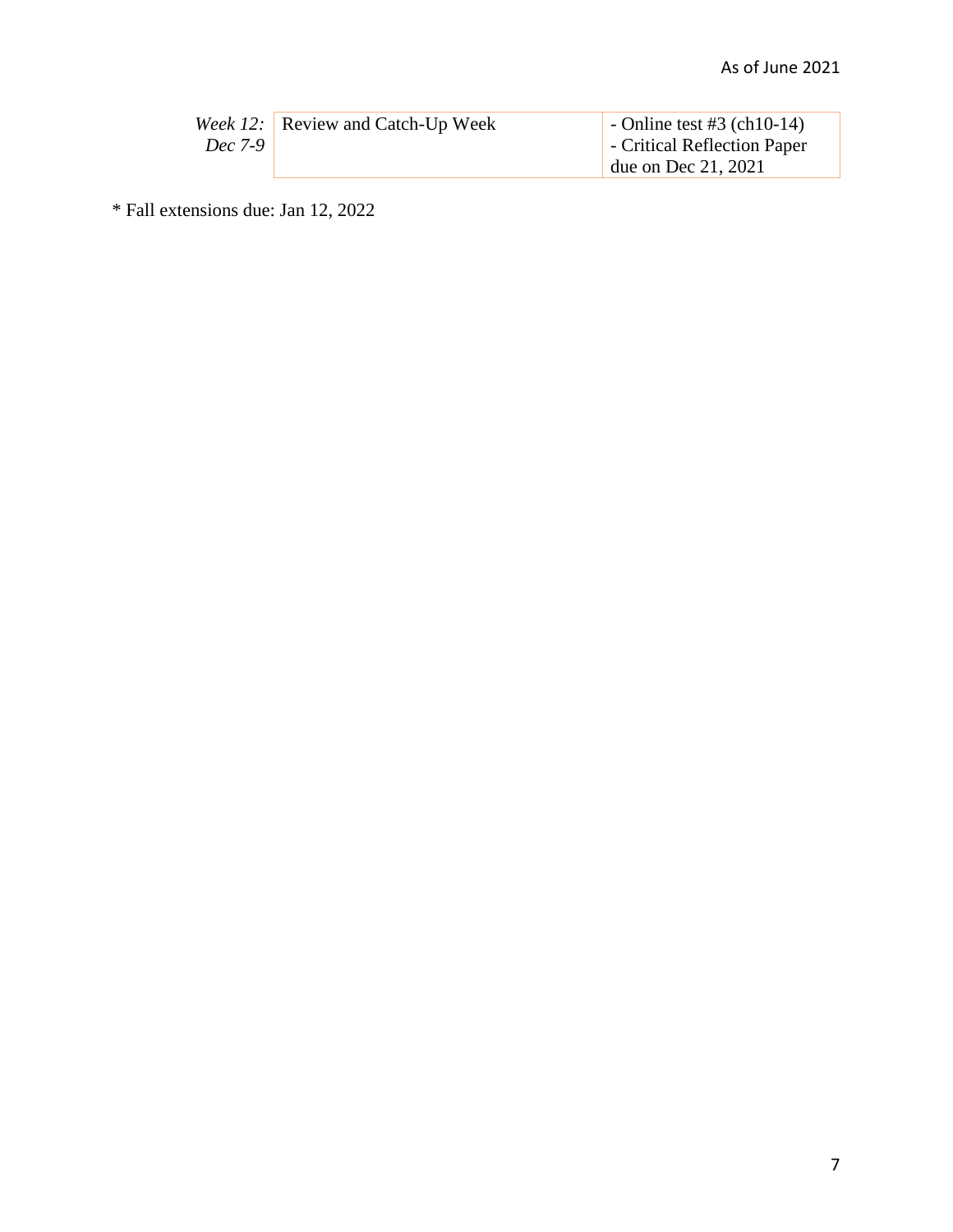| | | |
|---|---|---|
| *Week 12: Dec 7-9* | Review and Catch-Up Week | - Online test #3 (ch10-14)<br>- Critical Reflection Paper due on Dec 21, 2021 |

* Fall extensions due: Jan 12, 2022